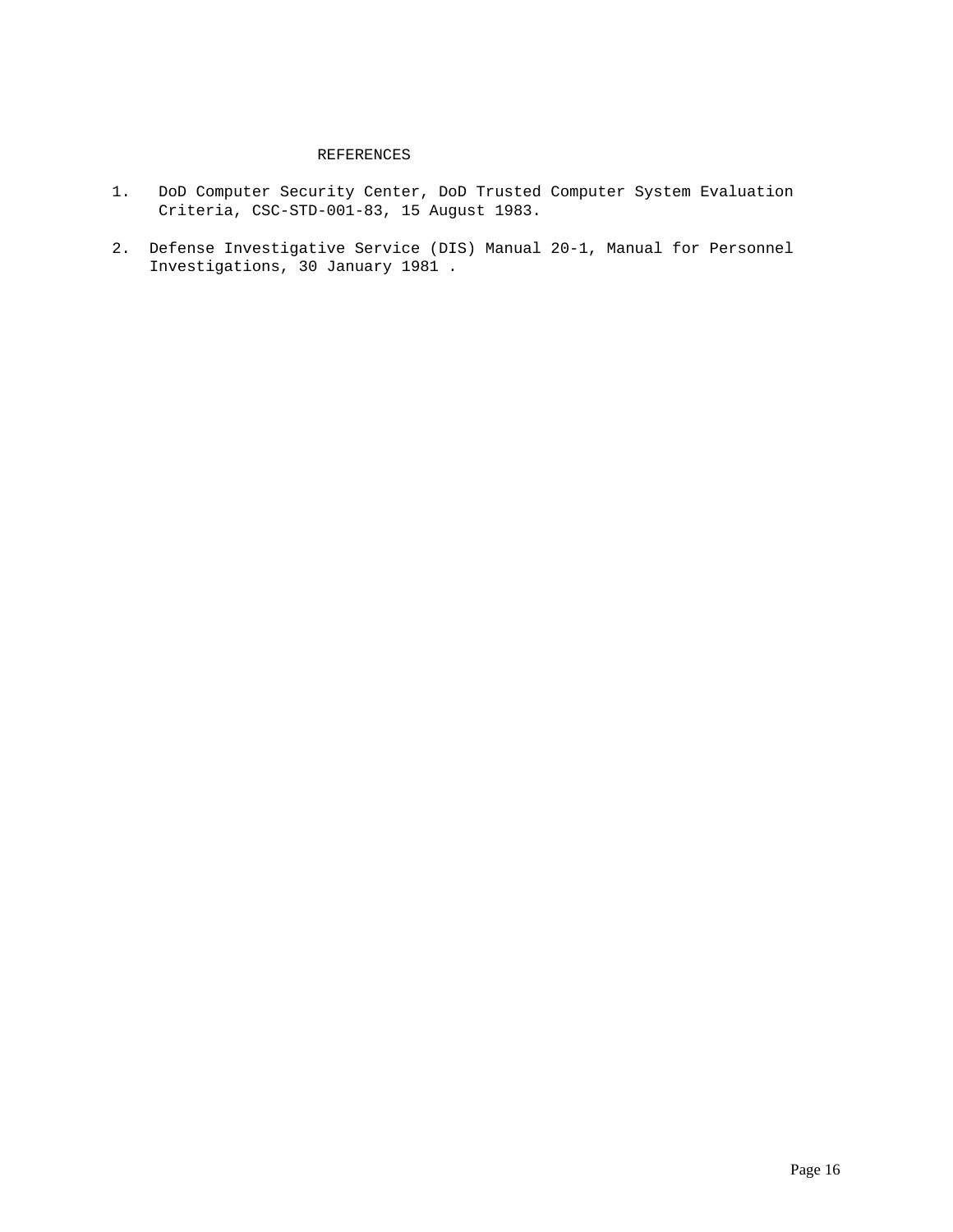# REFERENCES

1. DoD Computer Security Center, DoD Trusted Computer System Evaluation Criteria, CSC-STD-001-83, 15 August 1983.

2. Defense Investigative Service (DIS) Manual 20-1, Manual for Personnel Investigations, 30 January 1981 .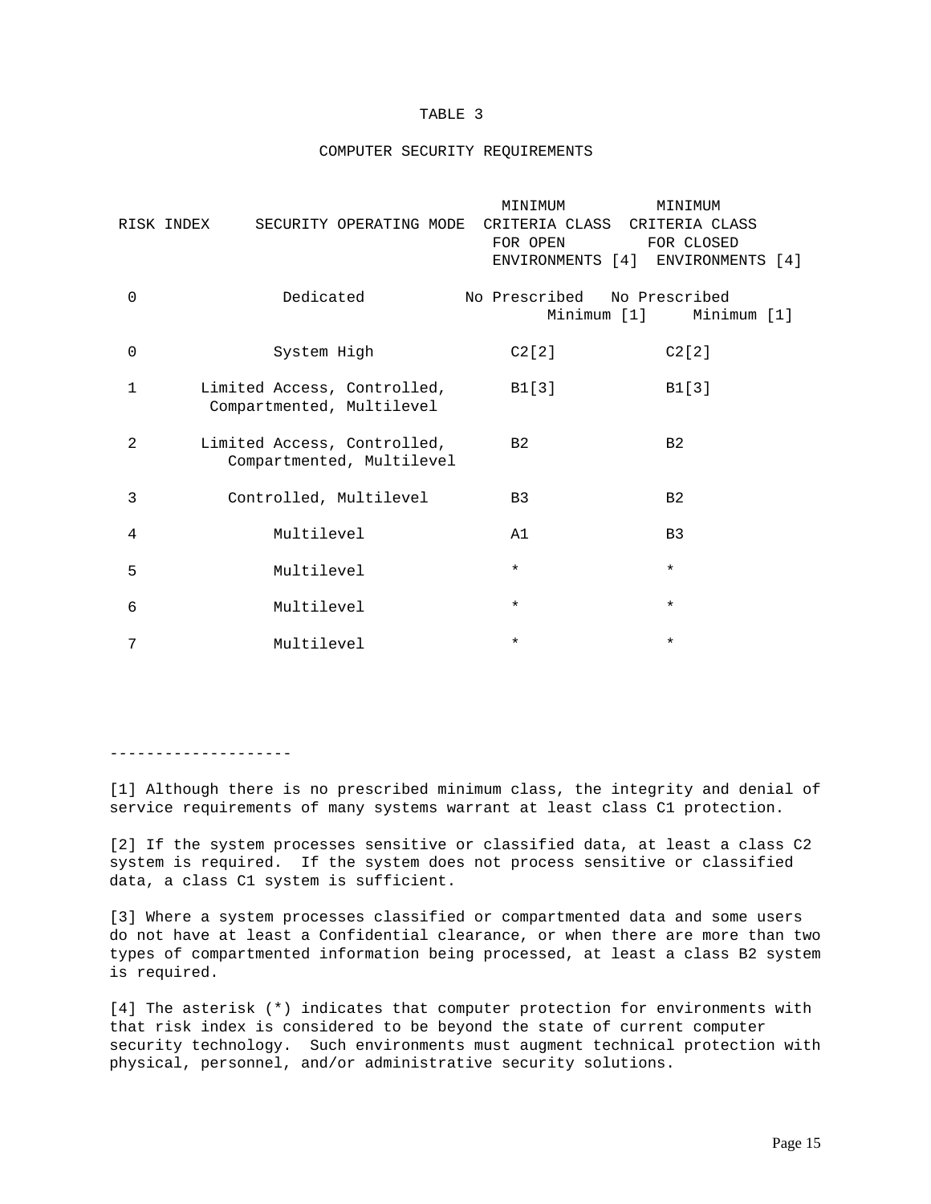# TABLE 3

## COMPUTER SECURITY REQUIREMENTS

| RISK INDEX | SECURITY OPERATING MODE | MINIMUM CRITERIA CLASS FOR OPEN ENVIRONMENTS [4] | MINIMUM CRITERIA CLASS FOR CLOSED ENVIRONMENTS [4] |
|---|---|---|---|
| 0 | Dedicated | No Prescribed Minimum [1] | No Prescribed Minimum [1] |
| 0 | System High | C2[2] | C2[2] |
| 1 | Limited Access, Controlled, Compartmented, Multilevel | B1[3] | B1[3] |
| 2 | Limited Access, Controlled, Compartmented, Multilevel | B2 | B2 |
| 3 | Controlled, Multilevel | B3 | B2 |
| 4 | Multilevel | A1 | B3 |
| 5 | Multilevel | * | * |
| 6 | Multilevel | * | * |
| 7 | Multilevel | * | * |

--------------------

[1] Although there is no prescribed minimum class, the integrity and denial of service requirements of many systems warrant at least class C1 protection.

[2] If the system processes sensitive or classified data, at least a class C2 system is required. If the system does not process sensitive or classified data, a class C1 system is sufficient.

[3] Where a system processes classified or compartmented data and some users do not have at least a Confidential clearance, or when there are more than two types of compartmented information being processed, at least a class B2 system is required.

[4] The asterisk (*) indicates that computer protection for environments with that risk index is considered to be beyond the state of current computer security technology. Such environments must augment technical protection with physical, personnel, and/or administrative security solutions.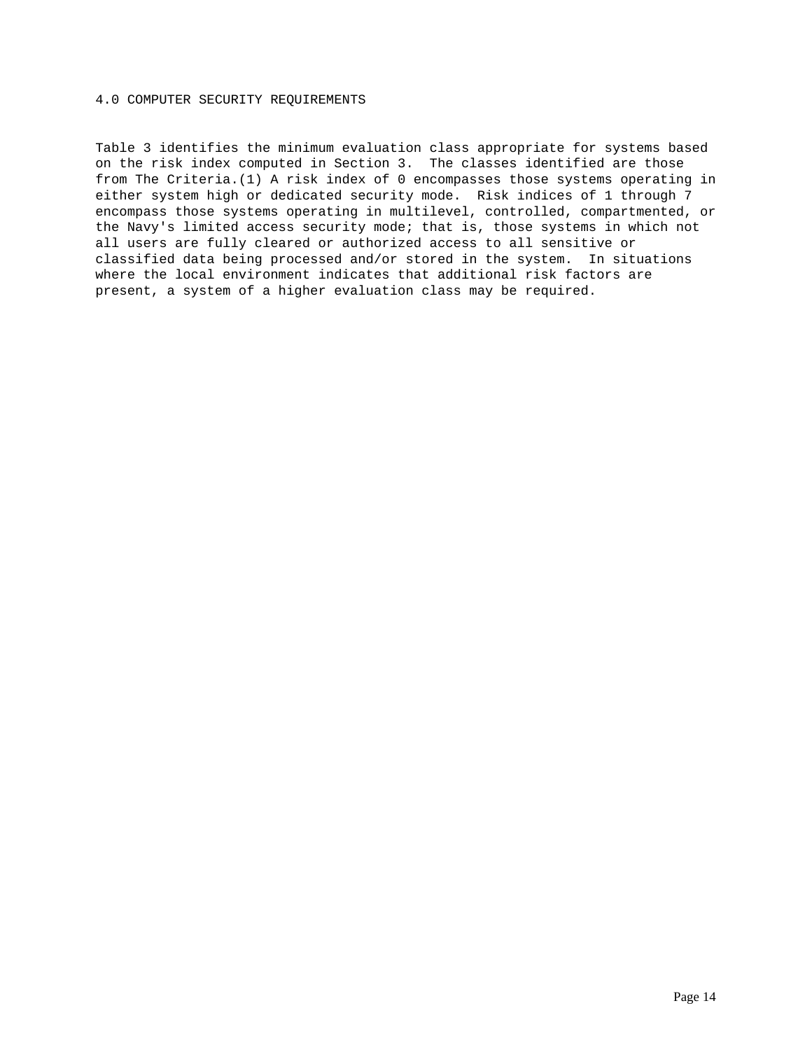# 4.0 COMPUTER SECURITY REQUIREMENTS

Table 3 identifies the minimum evaluation class appropriate for systems based on the risk index computed in Section 3. The classes identified are those from The Criteria.(1) A risk index of 0 encompasses those systems operating in either system high or dedicated security mode. Risk indices of 1 through 7 encompass those systems operating in multilevel, controlled, compartmented, or the Navy's limited access security mode; that is, those systems in which not all users are fully cleared or authorized access to all sensitive or classified data being processed and/or stored in the system. In situations where the local environment indicates that additional risk factors are present, a system of a higher evaluation class may be required.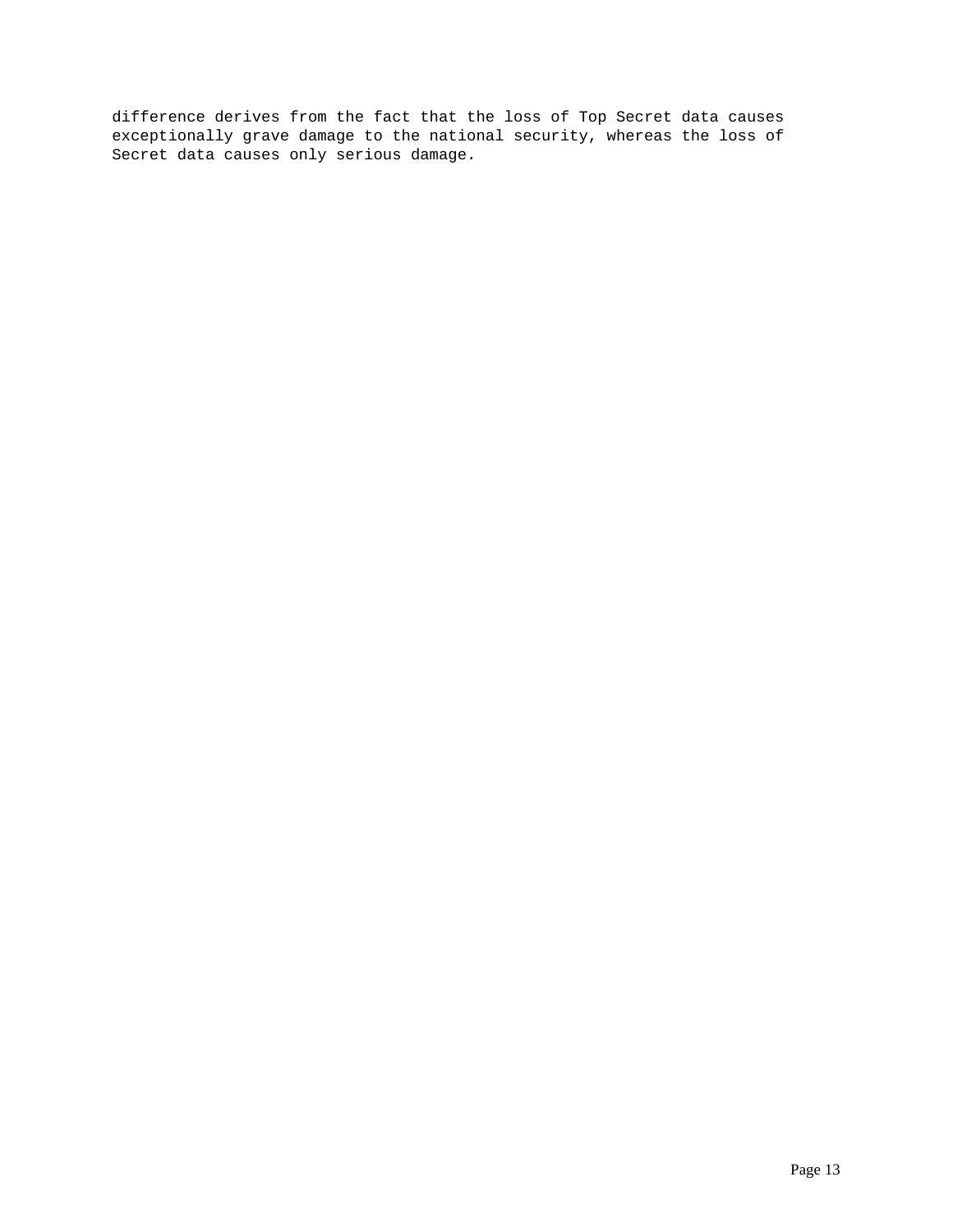difference derives from the fact that the loss of Top Secret data causes exceptionally grave damage to the national security, whereas the loss of Secret data causes only serious damage.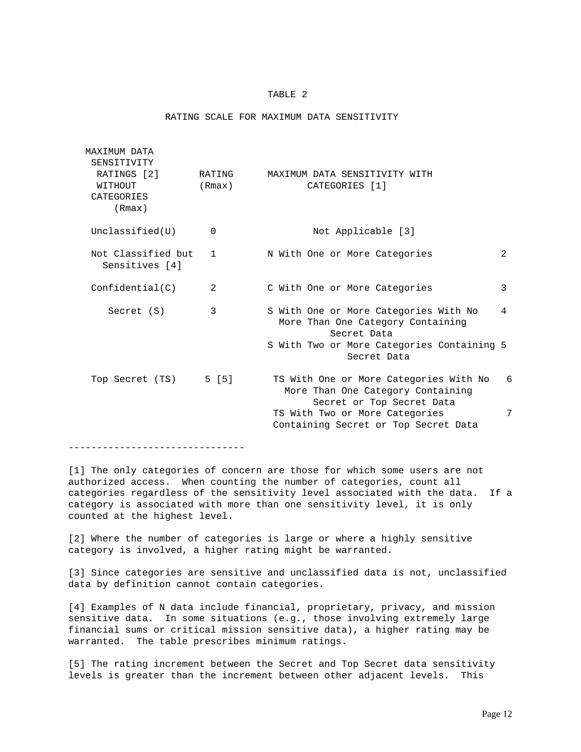TABLE 2

RATING SCALE FOR MAXIMUM DATA SENSITIVITY

| MAXIMUM DATA SENSITIVITY RATINGS [2] WITHOUT CATEGORIES (Rmax) | RATING (Rmax) | MAXIMUM DATA SENSITIVITY WITH CATEGORIES [1] | |
|---|---|---|---|
| Unclassified(U) | 0 | Not Applicable [3] | |
| Not Classified but Sensitives [4] | 1 | N With One or More Categories | 2 |
| Confidential(C) | 2 | C With One or More Categories | 3 |
| Secret (S) | 3 | S With One or More Categories With No More Than One Category Containing Secret Data | 4 |
| | | S With Two or More Categories Containing Secret Data | 5 |
| Top Secret (TS) | 5 [5] | TS With One or More Categories With No More Than One Category Containing Secret or Top Secret Data | 6 |
| | | TS With Two or More Categories Containing Secret or Top Secret Data | 7 |

-------------------------------

[1] The only categories of concern are those for which some users are not authorized access. When counting the number of categories, count all categories regardless of the sensitivity level associated with the data. If a category is associated with more than one sensitivity level, it is only counted at the highest level.

[2] Where the number of categories is large or where a highly sensitive category is involved, a higher rating might be warranted.

[3] Since categories are sensitive and unclassified data is not, unclassified data by definition cannot contain categories.

[4] Examples of N data include financial, proprietary, privacy, and mission sensitive data. In some situations (e.g., those involving extremely large financial sums or critical mission sensitive data), a higher rating may be warranted. The table prescribes minimum ratings.

[5] The rating increment between the Secret and Top Secret data sensitivity levels is greater than the increment between other adjacent levels. This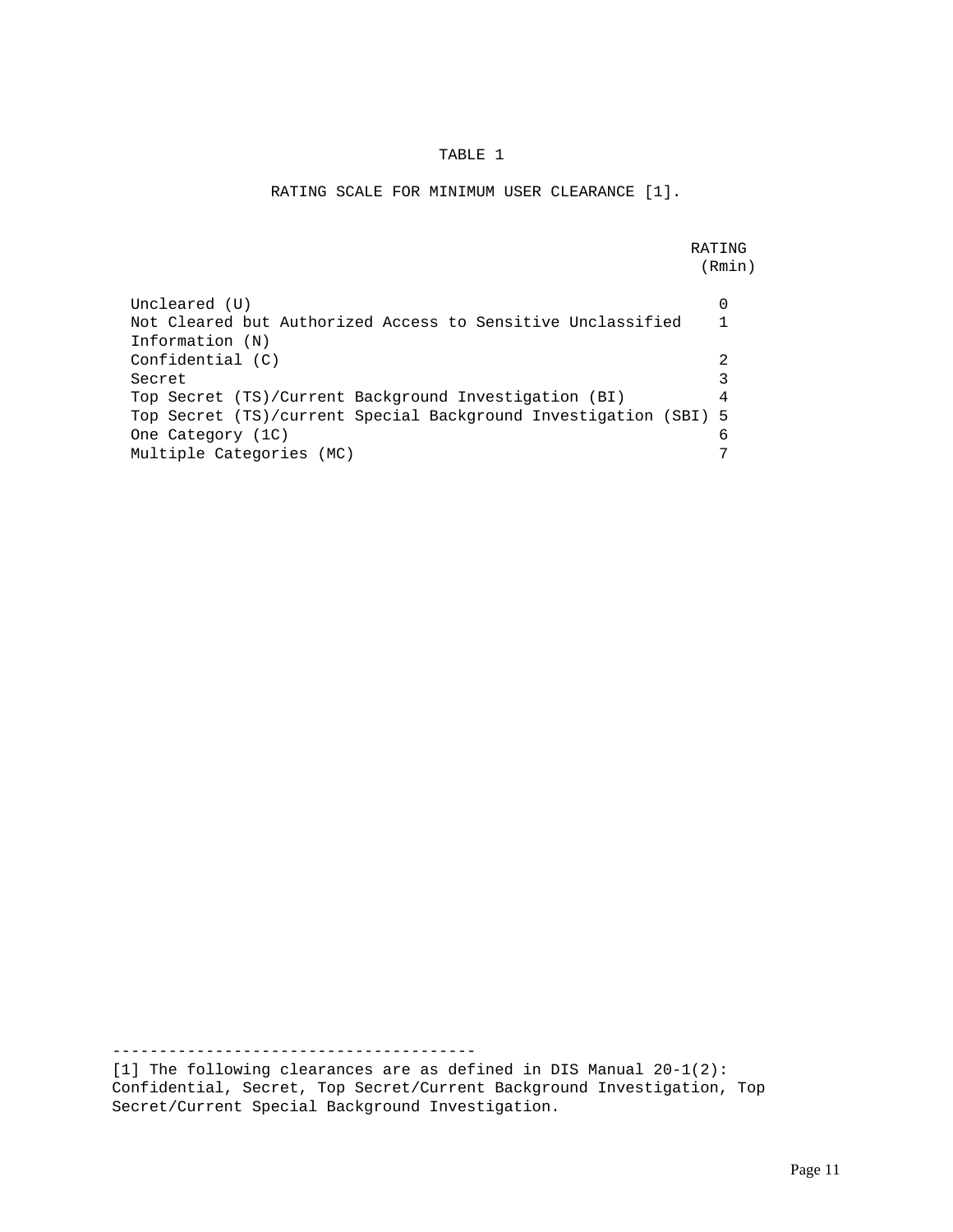TABLE 1

RATING SCALE FOR MINIMUM USER CLEARANCE [1].

| | RATING ($R_{min}$) |
|---|---|
| Uncleared (U) | 0 |
| Not Cleared but Authorized Access to Sensitive Unclassified Information (N) | 1 |
| Confidential (C) | 2 |
| Secret | 3 |
| Top Secret (TS)/Current Background Investigation (BI) | 4 |
| Top Secret (TS)/current Special Background Investigation (SBI) | 5 |
| One Category (1C) | 6 |
| Multiple Categories (MC) | 7 |

---

[1] The following clearances are as defined in DIS Manual 20-1(2): Confidential, Secret, Top Secret/Current Background Investigation, Top Secret/Current Special Background Investigation.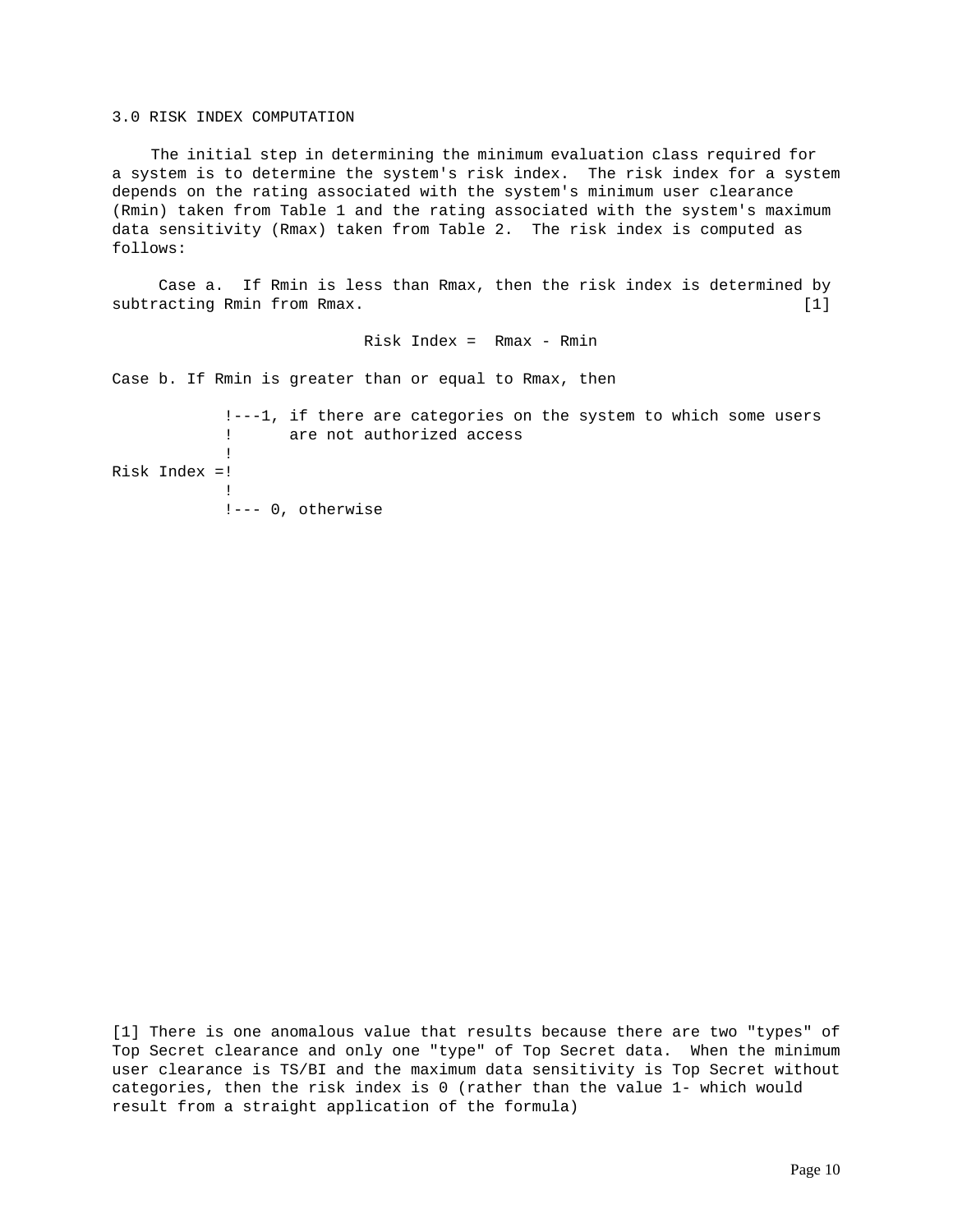## 3.0 RISK INDEX COMPUTATION

The initial step in determining the minimum evaluation class required for a system is to determine the system's risk index. The risk index for a system depends on the rating associated with the system's minimum user clearance (Rmin) taken from Table 1 and the rating associated with the system's maximum data sensitivity (Rmax) taken from Table 2. The risk index is computed as follows:

Case a. If Rmin is less than Rmax, then the risk index is determined by subtracting Rmin from Rmax. [1]

$$\text{Risk Index} = R_{max} - R_{min}$$

Case b. If Rmin is greater than or equal to Rmax, then

```
            !---1, if there are categories on the system to which some users
            !      are not authorized access
            !
Risk Index =!
            !
            !--- 0, otherwise
```

[1] There is one anomalous value that results because there are two "types" of Top Secret clearance and only one "type" of Top Secret data. When the minimum user clearance is TS/BI and the maximum data sensitivity is Top Secret without categories, then the risk index is 0 (rather than the value 1- which would result from a straight application of the formula)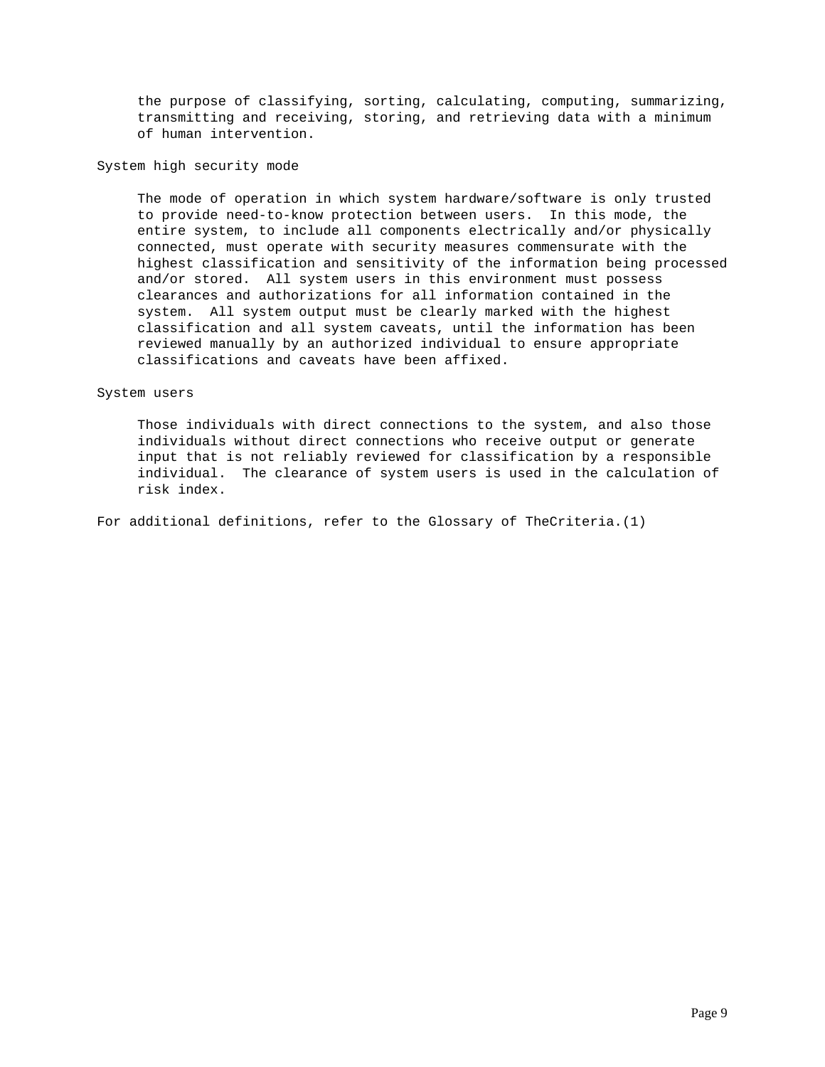the purpose of classifying, sorting, calculating, computing, summarizing, transmitting and receiving, storing, and retrieving data with a minimum of human intervention.

System high security mode

> The mode of operation in which system hardware/software is only trusted to provide need-to-know protection between users. In this mode, the entire system, to include all components electrically and/or physically connected, must operate with security measures commensurate with the highest classification and sensitivity of the information being processed and/or stored. All system users in this environment must possess clearances and authorizations for all information contained in the system. All system output must be clearly marked with the highest classification and all system caveats, until the information has been reviewed manually by an authorized individual to ensure appropriate classifications and caveats have been affixed.

System users

> Those individuals with direct connections to the system, and also those individuals without direct connections who receive output or generate input that is not reliably reviewed for classification by a responsible individual. The clearance of system users is used in the calculation of risk index.

For additional definitions, refer to the Glossary of TheCriteria.(1)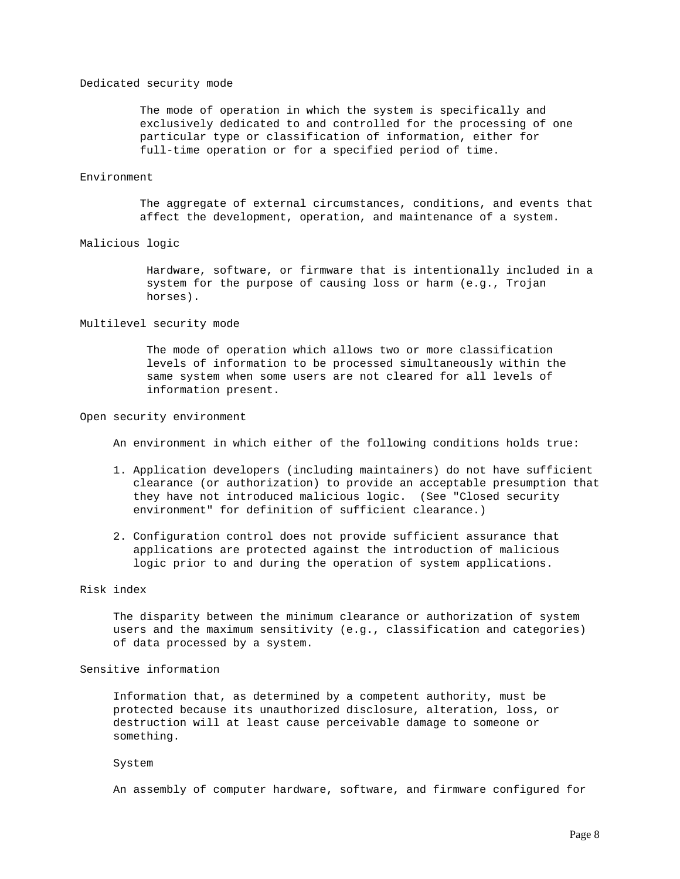Dedicated security mode

The mode of operation in which the system is specifically and exclusively dedicated to and controlled for the processing of one particular type or classification of information, either for full-time operation or for a specified period of time.

Environment

The aggregate of external circumstances, conditions, and events that affect the development, operation, and maintenance of a system.

Malicious logic

Hardware, software, or firmware that is intentionally included in a system for the purpose of causing loss or harm (e.g., Trojan horses).

Multilevel security mode

The mode of operation which allows two or more classification levels of information to be processed simultaneously within the same system when some users are not cleared for all levels of information present.

Open security environment

An environment in which either of the following conditions holds true:

1. Application developers (including maintainers) do not have sufficient clearance (or authorization) to provide an acceptable presumption that they have not introduced malicious logic. (See "Closed security environment" for definition of sufficient clearance.)

2. Configuration control does not provide sufficient assurance that applications are protected against the introduction of malicious logic prior to and during the operation of system applications.

Risk index

The disparity between the minimum clearance or authorization of system users and the maximum sensitivity (e.g., classification and categories) of data processed by a system.

Sensitive information

Information that, as determined by a competent authority, must be protected because its unauthorized disclosure, alteration, loss, or destruction will at least cause perceivable damage to someone or something.

System

An assembly of computer hardware, software, and firmware configured for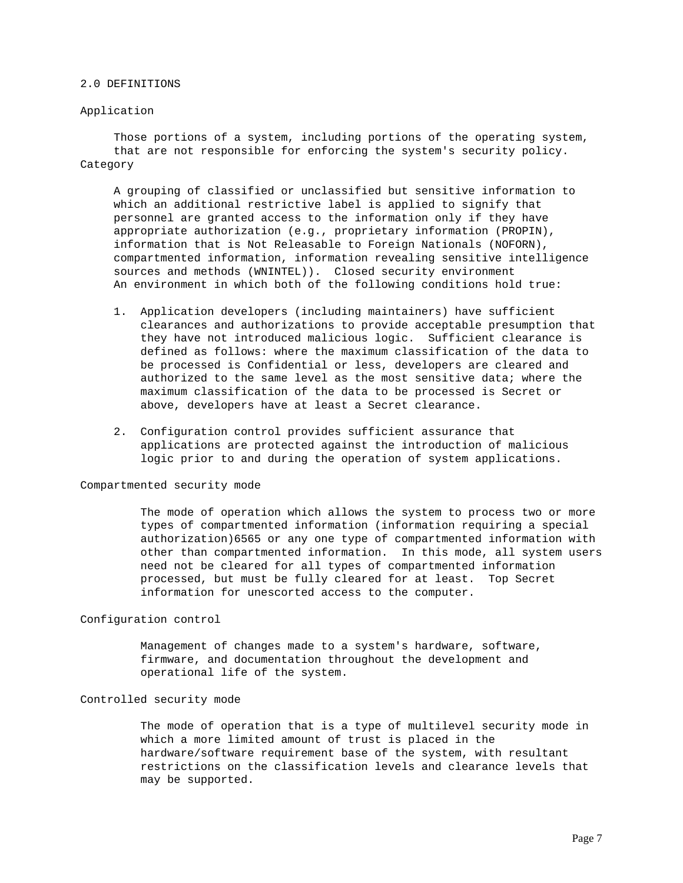## 2.0 DEFINITIONS

### Application

Those portions of a system, including portions of the operating system, that are not responsible for enforcing the system's security policy.

### Category

A grouping of classified or unclassified but sensitive information to which an additional restrictive label is applied to signify that personnel are granted access to the information only if they have appropriate authorization (e.g., proprietary information (PROPIN), information that is Not Releasable to Foreign Nationals (NOFORN), compartmented information, information revealing sensitive intelligence sources and methods (WNINTEL)). Closed security environment An environment in which both of the following conditions hold true:

1. Application developers (including maintainers) have sufficient clearances and authorizations to provide acceptable presumption that they have not introduced malicious logic. Sufficient clearance is defined as follows: where the maximum classification of the data to be processed is Confidential or less, developers are cleared and authorized to the same level as the most sensitive data; where the maximum classification of the data to be processed is Secret or above, developers have at least a Secret clearance.

2. Configuration control provides sufficient assurance that applications are protected against the introduction of malicious logic prior to and during the operation of system applications.

### Compartmented security mode

The mode of operation which allows the system to process two or more types of compartmented information (information requiring a special authorization)6565 or any one type of compartmented information with other than compartmented information. In this mode, all system users need not be cleared for all types of compartmented information processed, but must be fully cleared for at least. Top Secret information for unescorted access to the computer.

### Configuration control

Management of changes made to a system's hardware, software, firmware, and documentation throughout the development and operational life of the system.

### Controlled security mode

The mode of operation that is a type of multilevel security mode in which a more limited amount of trust is placed in the hardware/software requirement base of the system, with resultant restrictions on the classification levels and clearance levels that may be supported.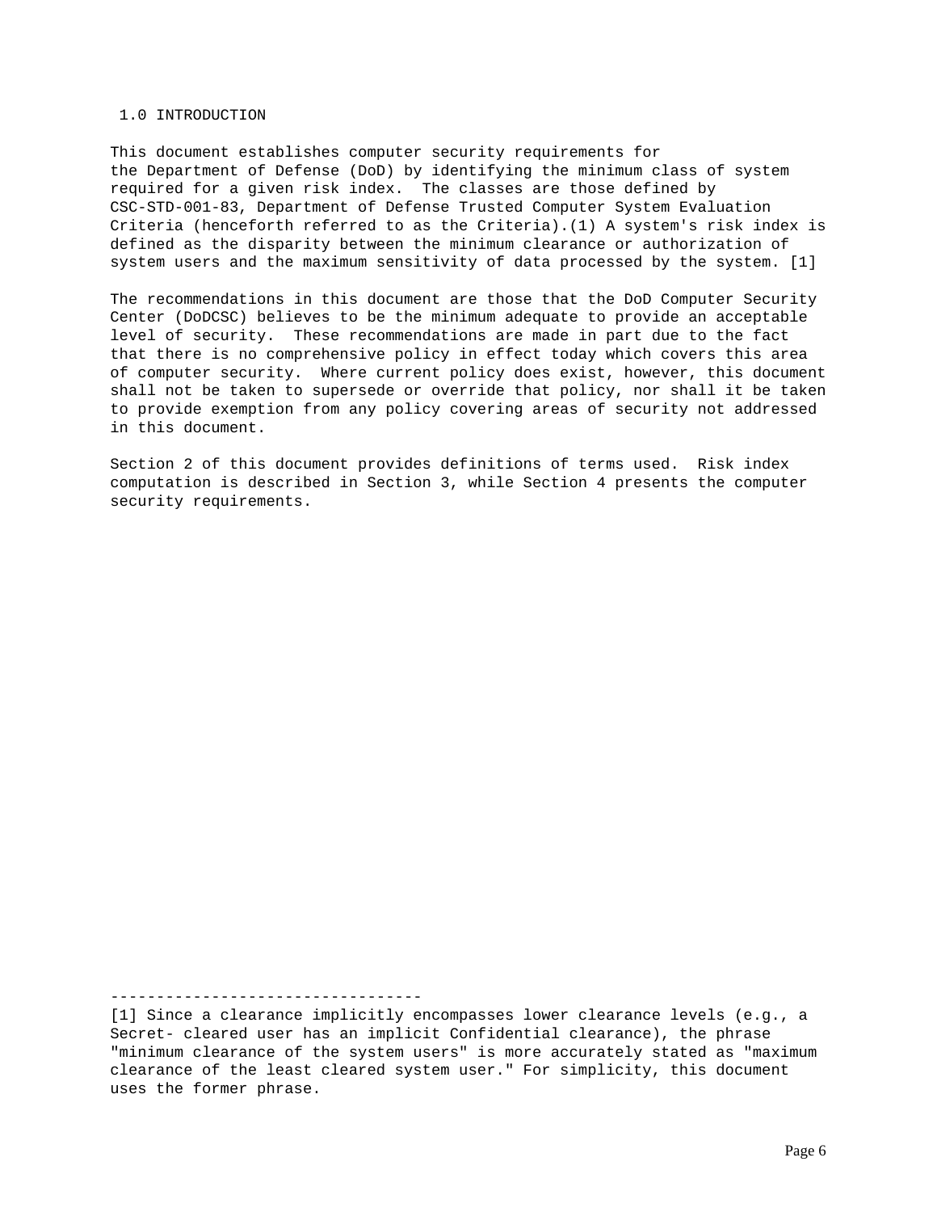## 1.0 INTRODUCTION

This document establishes computer security requirements for the Department of Defense (DoD) by identifying the minimum class of system required for a given risk index. The classes are those defined by CSC-STD-001-83, Department of Defense Trusted Computer System Evaluation Criteria (henceforth referred to as the Criteria).(1) A system's risk index is defined as the disparity between the minimum clearance or authorization of system users and the maximum sensitivity of data processed by the system. [1]

The recommendations in this document are those that the DoD Computer Security Center (DoDCSC) believes to be the minimum adequate to provide an acceptable level of security. These recommendations are made in part due to the fact that there is no comprehensive policy in effect today which covers this area of computer security. Where current policy does exist, however, this document shall not be taken to supersede or override that policy, nor shall it be taken to provide exemption from any policy covering areas of security not addressed in this document.

Section 2 of this document provides definitions of terms used. Risk index computation is described in Section 3, while Section 4 presents the computer security requirements.

----------------------------------

[1] Since a clearance implicitly encompasses lower clearance levels (e.g., a Secret- cleared user has an implicit Confidential clearance), the phrase "minimum clearance of the system users" is more accurately stated as "maximum clearance of the least cleared system user." For simplicity, this document uses the former phrase.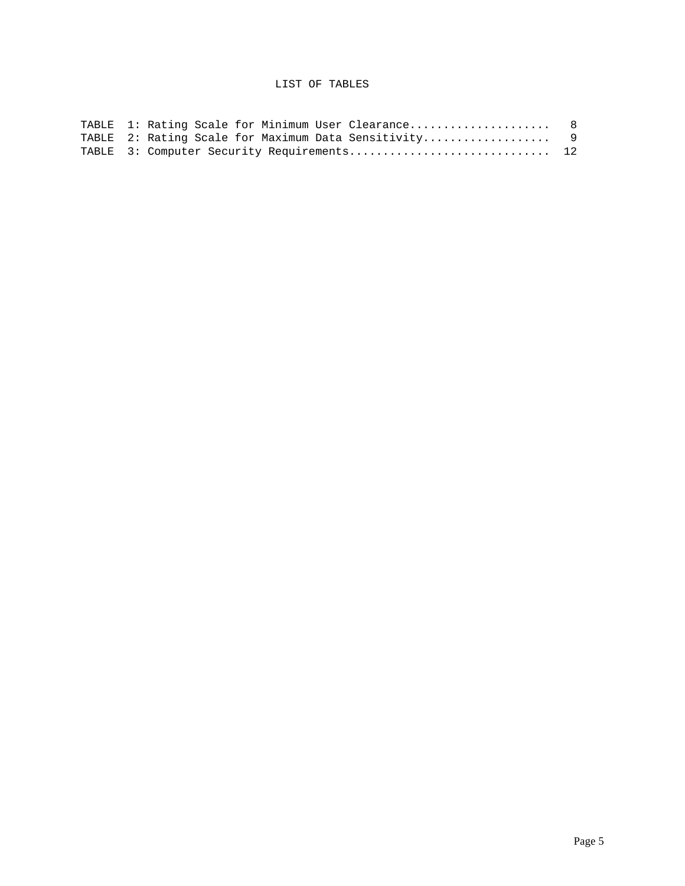# LIST OF TABLES

TABLE 1: Rating Scale for Minimum User Clearance..................... 8
TABLE 2: Rating Scale for Maximum Data Sensitivity................... 9
TABLE 3: Computer Security Requirements.............................. 12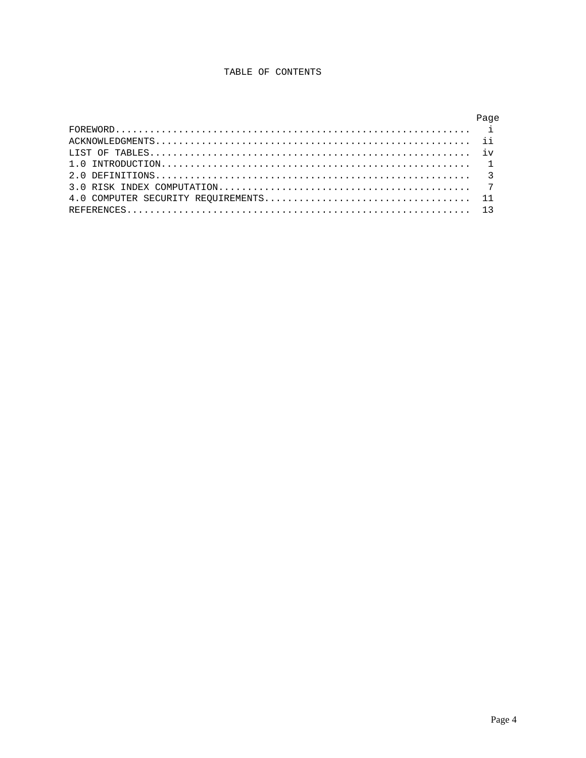# TABLE OF CONTENTS

| | Page |
|---|---|
| FOREWORD | i |
| ACKNOWLEDGMENTS | ii |
| LIST OF TABLES | iv |
| 1.0 INTRODUCTION | 1 |
| 2.0 DEFINITIONS | 3 |
| 3.0 RISK INDEX COMPUTATION | 7 |
| 4.0 COMPUTER SECURITY REQUIREMENTS | 11 |
| REFERENCES | 13 |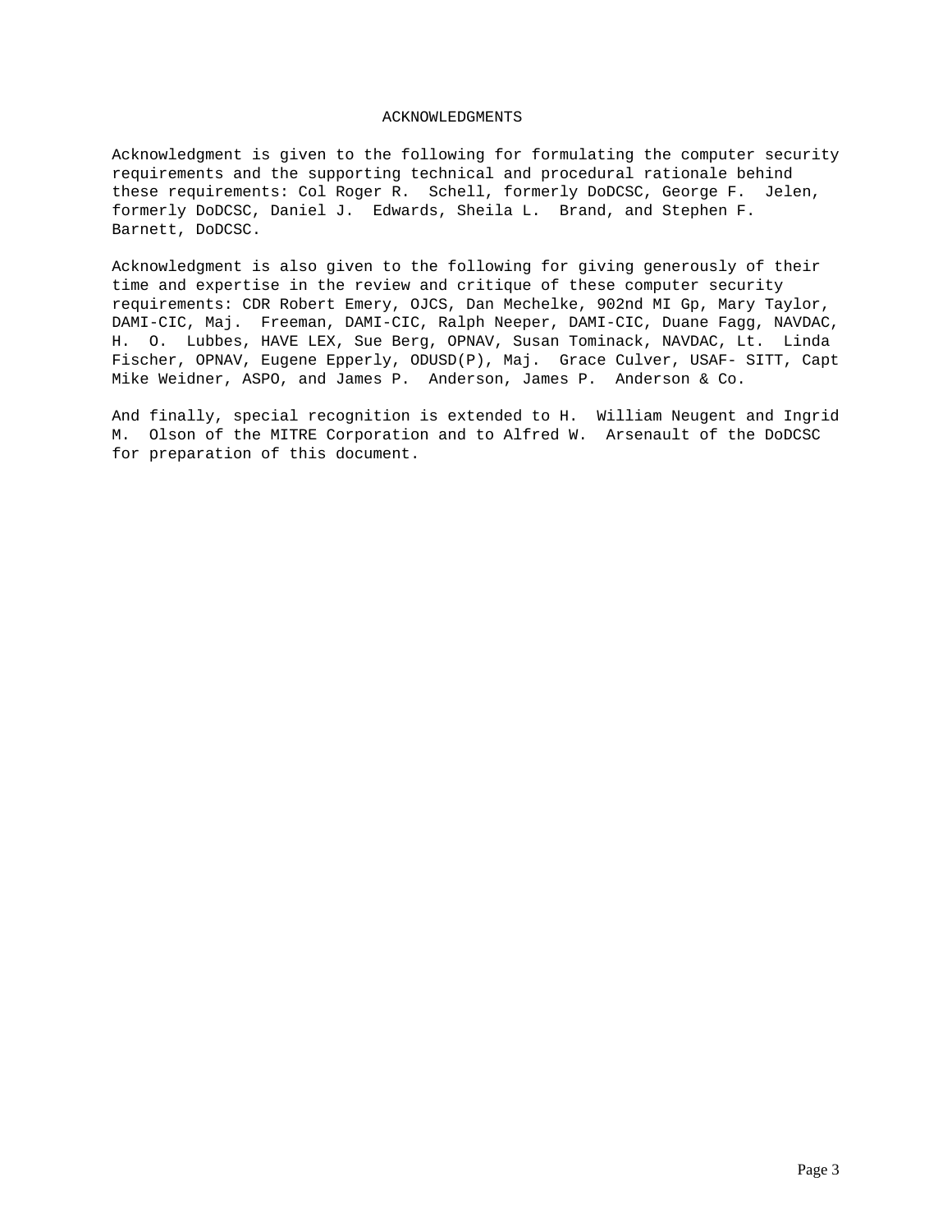# ACKNOWLEDGMENTS

Acknowledgment is given to the following for formulating the computer security requirements and the supporting technical and procedural rationale behind these requirements: Col Roger R. Schell, formerly DoDCSC, George F. Jelen, formerly DoDCSC, Daniel J. Edwards, Sheila L. Brand, and Stephen F. Barnett, DoDCSC.

Acknowledgment is also given to the following for giving generously of their time and expertise in the review and critique of these computer security requirements: CDR Robert Emery, OJCS, Dan Mechelke, 902nd MI Gp, Mary Taylor, DAMI-CIC, Maj. Freeman, DAMI-CIC, Ralph Neeper, DAMI-CIC, Duane Fagg, NAVDAC, H. O. Lubbes, HAVE LEX, Sue Berg, OPNAV, Susan Tominack, NAVDAC, Lt. Linda Fischer, OPNAV, Eugene Epperly, ODUSD(P), Maj. Grace Culver, USAF- SITT, Capt Mike Weidner, ASPO, and James P. Anderson, James P. Anderson & Co.

And finally, special recognition is extended to H. William Neugent and Ingrid M. Olson of the MITRE Corporation and to Alfred W. Arsenault of the DoDCSC for preparation of this document.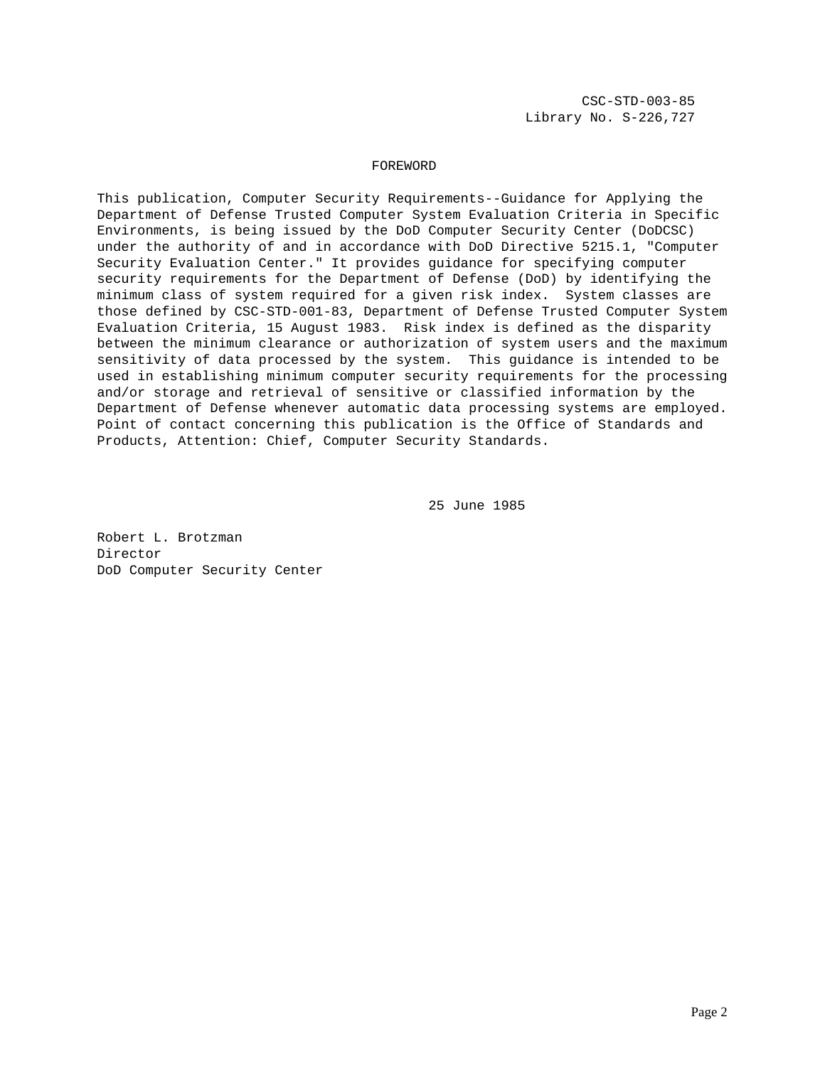CSC-STD-003-85
Library No. S-226,727

## FOREWORD

This publication, Computer Security Requirements--Guidance for Applying the Department of Defense Trusted Computer System Evaluation Criteria in Specific Environments, is being issued by the DoD Computer Security Center (DoDCSC) under the authority of and in accordance with DoD Directive 5215.1, "Computer Security Evaluation Center." It provides guidance for specifying computer security requirements for the Department of Defense (DoD) by identifying the minimum class of system required for a given risk index. System classes are those defined by CSC-STD-001-83, Department of Defense Trusted Computer System Evaluation Criteria, 15 August 1983. Risk index is defined as the disparity between the minimum clearance or authorization of system users and the maximum sensitivity of data processed by the system. This guidance is intended to be used in establishing minimum computer security requirements for the processing and/or storage and retrieval of sensitive or classified information by the Department of Defense whenever automatic data processing systems are employed. Point of contact concerning this publication is the Office of Standards and Products, Attention: Chief, Computer Security Standards.

25 June 1985

Robert L. Brotzman
Director
DoD Computer Security Center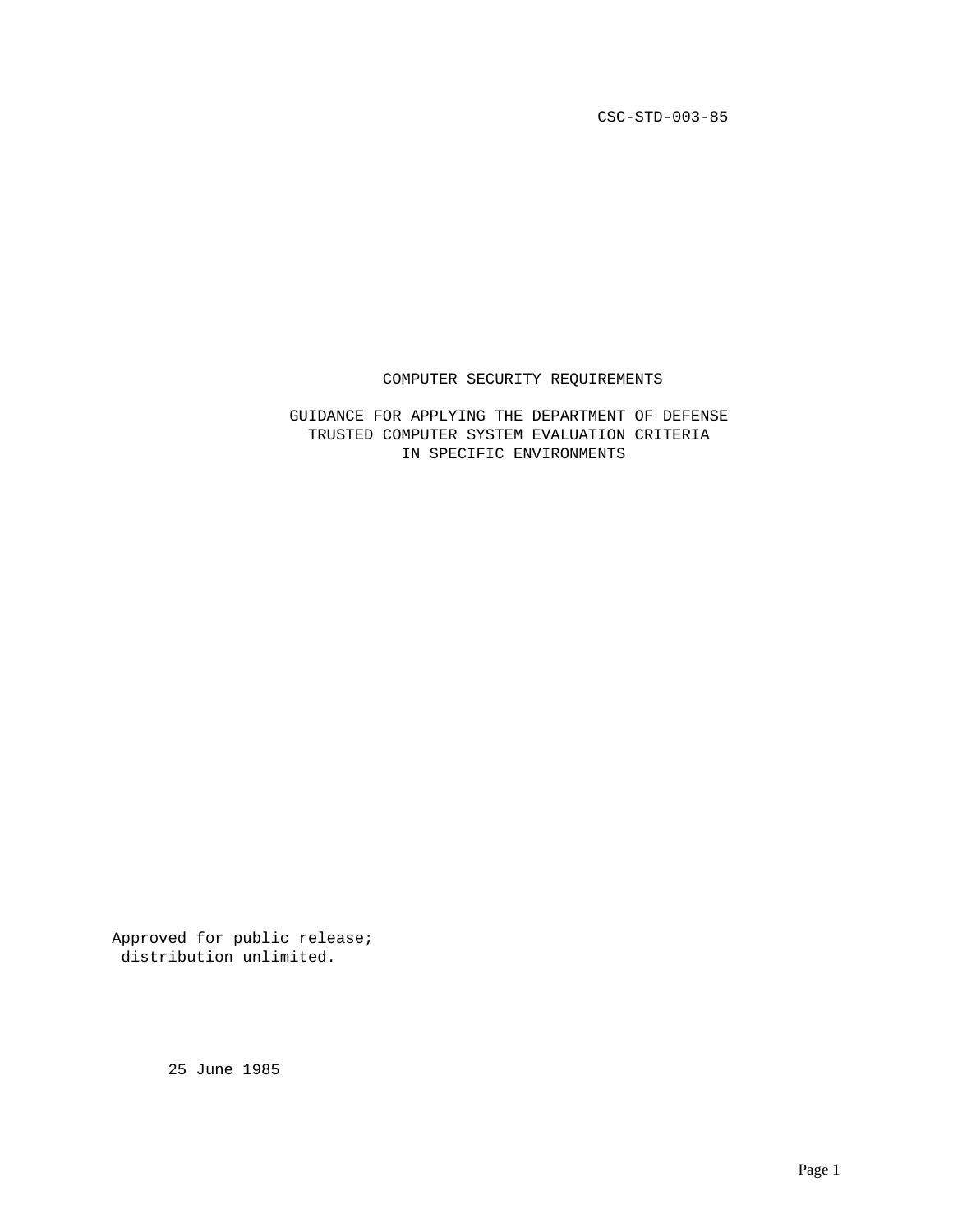CSC-STD-003-85

# COMPUTER SECURITY REQUIREMENTS

## GUIDANCE FOR APPLYING THE DEPARTMENT OF DEFENSE TRUSTED COMPUTER SYSTEM EVALUATION CRITERIA IN SPECIFIC ENVIRONMENTS

Approved for public release;
distribution unlimited.

25 June 1985